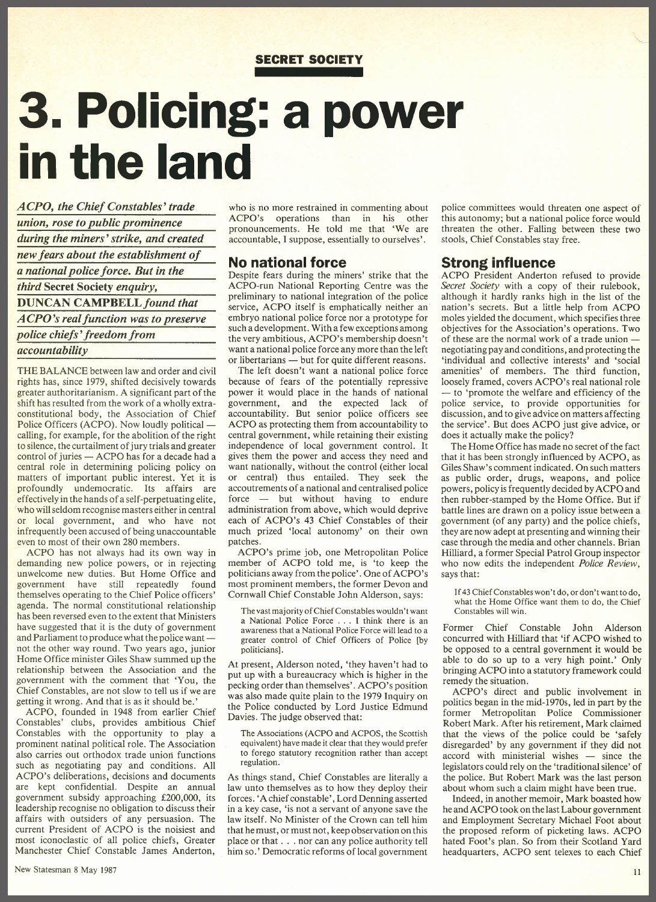**SECRET SOCIETY**

# 3. Policing: a power in the land

*ACPO, the Chief Constables' trade union, rose to public prominence during the miners' strike, and created new fears about the establishment of a national police force. But in the third* **Secret Society** *enquiry,* **DUNCAN CAMPBELL** *found that ACPO's real function was to preserve police chiefs' freedom from accountability*

THE BALANCE between law and order and civil rights has, since 1979, shifted decisively towards greater authoritarianism. A significant part of the shift has resulted from the work of a wholly extra-constitutional body, the Association of Chief Police Officers (ACPO). Now loudly political — calling, for example, for the abolition of the right to silence, the curtailment of jury trials and greater control of juries — ACPO has for a decade had a central role in determining policing policy on matters of important public interest. Yet it is profoundly undemocratic. Its affairs are effectively in the hands of a self-perpetuating elite, who will seldom recognise masters either in central or local government, and who have not infrequently been accused of being unaccountable even to most of their own 280 members.

ACPO has not always had its own way in demanding new police powers, or in rejecting unwelcome new duties. But Home Office and government have still repeatedly found themselves operating to the Chief Police officers' agenda. The normal constitutional relationship has been reversed even to the extent that Ministers have suggested that it is the duty of government and Parliament to produce what the police want — not the other way round. Two years ago, junior Home Office minister Giles Shaw summed up the relationship between the Association and the government with the comment that 'You, the Chief Constables, are not slow to tell us if we are getting it wrong. And that is as it should be.'

ACPO, founded in 1948 from earlier Chief Constables' clubs, provides ambitious Chief Constables with the opportunity to play a prominent natinal political role. The Association also carries out orthodox trade union functions such as negotiating pay and conditions. All ACPO's deliberations, decisions and documents are kept confidential. Despite an annual government subsidy approaching £200,000, its leadership recognise no obligation to discuss their affairs with outsiders of any persuasion. The current President of ACPO is the noisiest and most iconoclastic of all police chiefs, Greater Manchester Chief Constable James Anderton, who is no more restrained in commenting about ACPO's operations than in his other pronouncements. He told me that 'We are accountable, I suppose, essentially to ourselves'.

## No national force

Despite fears during the miners' strike that the ACPO-run National Reporting Centre was the preliminary to national integration of the police service, ACPO itself is emphatically neither an embryo national police force nor a prototype for such a development. With a few exceptions among the very ambitious, ACPO's membership doesn't want a national police force any more than the left or libertarians — but for quite different reasons.

The left doesn't want a national police force because of fears of the potentially repressive power it would place in the hands of national government, and the expected lack of accountability. But senior police officers see ACPO as protecting them from accountability to central government, while retaining their existing independence of local government control. It gives them the power and access they need and want nationally, without the control (either local or central) thus entailed. They seek the accoutrements of a national and centralised police force — but without having to endure administration from above, which would deprive each of ACPO's 43 Chief Constables of their much prized 'local autonomy' on their own patches.

ACPO's prime job, one Metropolitan Police member of ACPO told me, is 'to keep the politicians away from the police'. One of ACPO's most prominent members, the former Devon and Cornwall Chief Constable John Alderson, says:

> The vast majority of Chief Constables wouldn't want a National Police Force . . . I think there is an awareness that a National Police Force will lead to a greater control of Chief Officers of Police [by politicians].

At present, Alderson noted, 'they haven't had to put up with a bureaucracy which is higher in the pecking order than themselves'. ACPO's position was also made quite plain to the 1979 Inquiry on the Police conducted by Lord Justice Edmund Davies. The judge observed that:

> The Associations (ACPO and ACPOS, the Scottish equivalent) have made it clear that they would prefer to forego statutory recognition rather than accept regulation.

As things stand, Chief Constables are literally a law unto themselves as to how they deploy their forces. 'A chief constable', Lord Denning asserted in a key case, 'is not a servant of anyone save the law itself. No Minister of the Crown can tell him that he must, or must not, keep observation on this place or that . . . nor can any police authority tell him so.' Democratic reforms of local government police committees would threaten one aspect of this autonomy; but a national police force would threaten the other. Falling between these two stools, Chief Constables stay free.

## Strong influence

ACPO President Anderton refused to provide *Secret Society* with a copy of their rulebook, although it hardly ranks high in the list of the nation's secrets. But a little help from ACPO moles yielded the document, which specifies three objectives for the Association's operations. Two of these are the normal work of a trade union — negotiating pay and conditions, and protecting the 'individual and collective interests' and 'social amenities' of members. The third function, loosely framed, covers ACPO's real national role — to 'promote the welfare and efficiency of the police service, to provide opportunities for discussion, and to give advice on matters affecting the service'. But does ACPO just give advice, or does it actually make the policy?

The Home Office has made no secret of the fact that it has been strongly influenced by ACPO, as Giles Shaw's comment indicated. On such matters as public order, drugs, weapons, and police powers, policy is frequently decided by ACPO and then rubber-stamped by the Home Office. But if battle lines are drawn on a policy issue between a government (of any party) and the police chiefs, they are now adept at presenting and winning their case through the media and other channels. Brian Hilliard, a former Special Patrol Group inspector who now edits the independent *Police Review*, says that:

> If 43 Chief Constables won't do, or don't want to do, what the Home Office want them to do, the Chief Constables will win.

Former Chief Constable John Alderson concurred with Hilliard that 'if ACPO wished to be opposed to a central government it would be able to do so up to a very high point.' Only bringing ACPO into a statutory framework could remedy the situation.

ACPO's direct and public involvement in politics began in the mid-1970s, led in part by the former Metropolitan Police Commissioner Robert Mark. After his retirement, Mark claimed that the views of the police could be 'safely disregarded' by any government if they did not accord with ministerial wishes — since the legislators could rely on the 'traditional silence' of the police. But Robert Mark was the last person about whom such a claim might have been true.

Indeed, in another memoir, Mark boasted how he and ACPO took on the last Labour government and Employment Secretary Michael Foot about the proposed reform of picketing laws. ACPO hated Foot's plan. So from their Scotland Yard headquarters, ACPO sent telexes to each Chief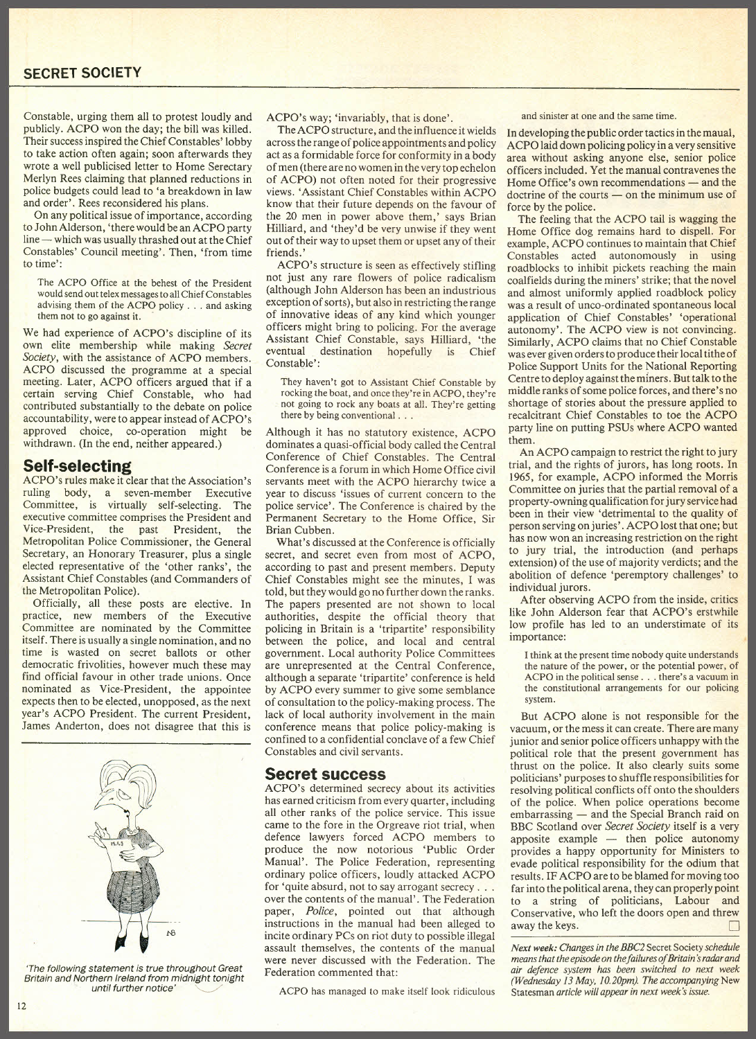Constable, urging them all to protest loudly and publicly. ACPO won the day; the bill was killed. Their success inspired the Chief Constables' lobby to take action often again; soon afterwards they wrote a well publicised letter to Home Serectary Merlyn Rees claiming that planned reductions in police budgets could lead to 'a breakdown in law and order'. Rees reconsidered his plans.

On any political issue of importance, according to John Alderson, 'there would be an ACPO party line — which was usually thrashed out at the Chief Constables' Council meeting'. Then, 'from time to time':

> The ACPO Office at the behest of the President would send out telex messages to all Chief Constables advising them of the ACPO policy . . . and asking them not to go against it.

We had experience of ACPO's discipline of its own elite membership while making *Secret Society*, with the assistance of ACPO members. ACPO discussed the programme at a special meeting. Later, ACPO officers argued that if a certain serving Chief Constable, who had contributed substantially to the debate on police accountability, were to appear instead of ACPO's approved choice, co-operation might be withdrawn. (In the end, neither appeared.)

## Self-selecting

ACPO's rules make it clear that the Association's ruling body, a seven-member Executive Committee, is virtually self-selecting. The executive committee comprises the President and Vice-President, the past President, the Metropolitan Police Commissioner, the General Secretary, an Honorary Treasurer, plus a single elected representative of the 'other ranks', the Assistant Chief Constables (and Commanders of the Metropolitan Police).

Officially, all these posts are elective. In practice, new members of the Executive Committee are nominated by the Committee itself. There is usually a single nomination, and no time is wasted on secret ballots or other democratic frivolities, however much these may find official favour in other trade unions. Once nominated as Vice-President, the appointee expects then to be elected, unopposed, as the next year's ACPO President. The current President, James Anderton, does not disagree that this is ACPO's way; 'invariably, that is done'.

The ACPO structure, and the influence it wields across the range of police appointments and policy act as a formidable force for conformity in a body of men (there are no women in the very top echelon of ACPO) not often noted for their progressive views. 'Assistant Chief Constables within ACPO know that their future depends on the favour of the 20 men in power above them,' says Brian Hilliard, and 'they'd be very unwise if they went out of their way to upset them or upset any of their friends.'

ACPO's structure is seen as effectively stifling not just any rare flowers of police radicalism (although John Alderson has been an industrious exception of sorts), but also in restricting the range of innovative ideas of any kind which younger officers might bring to policing. For the average Assistant Chief Constable, says Hilliard, 'the eventual destination hopefully is Chief Constable':

> They haven't got to Assistant Chief Constable by rocking the boat, and once they're in ACPO, they're not going to rock any boats at all. They're getting there by being conventional . . .

Although it has no statutory existence, ACPO dominates a quasi-official body called the Central Conference of Chief Constables. The Central Conference is a forum in which Home Office civil servants meet with the ACPO hierarchy twice a year to discuss 'issues of current concern to the police service'. The Conference is chaired by the Permanent Secretary to the Home Office, Sir Brian Cubben.

What's discussed at the Conference is officially secret, and secret even from most of ACPO, according to past and present members. Deputy Chief Constables might see the minutes, I was told, but they would go no further down the ranks. The papers presented are not shown to local authorities, despite the official theory that policing in Britain is a 'tripartite' responsibility between the police, and local and central government. Local authority Police Committees are unrepresented at the Central Conference, although a separate 'tripartite' conference is held by ACPO every summer to give some semblance of consultation to the policy-making process. The lack of local authority involvement in the main conference means that police policy-making is confined to a confidential conclave of a few Chief Constables and civil servants.

## Secret success

ACPO's determined secrecy about its activities has earned criticism from every quarter, including all other ranks of the police service. This issue came to the fore in the Orgreave riot trial, when defence lawyers forced ACPO members to produce the now notorious 'Public Order Manual'. The Police Federation, representing ordinary police officers, loudly attacked ACPO for 'quite absurd, not to say arrogant secrecy . . . over the contents of the manual'. The Federation paper, *Police*, pointed out that although instructions in the manual had been alleged to incite ordinary PCs on riot duty to possible illegal assault themselves, the contents of the manual were never discussed with the Federation. The Federation commented that:

> ACPO has managed to make itself look ridiculous and sinister at one and the same time.

In developing the public order tactics in the maual, ACPO laid down policing policy in a very sensitive area without asking anyone else, senior police officers included. Yet the manual contravenes the Home Office's own recommendations — and the doctrine of the courts — on the minimum use of force by the police.

The feeling that the ACPO tail is wagging the Home Office dog remains hard to dispell. For example, ACPO continues to maintain that Chief Constables acted autonomously in using roadblocks to inhibit pickets reaching the main coalfields during the miners' strike; that the novel and almost uniformly applied roadblock policy was a result of unco-ordinated spontaneous local application of Chief Constables' 'operational autonomy'. The ACPO view is not convincing. Similarly, ACPO claims that no Chief Constable was ever given orders to produce their local tithe of Police Support Units for the National Reporting Centre to deploy against the miners. But talk to the middle ranks of some police forces, and there's no shortage of stories about the pressure applied to recalcitrant Chief Constables to toe the ACPO party line on putting PSUs where ACPO wanted them.

An ACPO campaign to restrict the right to jury trial, and the rights of jurors, has long roots. In 1965, for example, ACPO informed the Morris Committee on juries that the partial removal of a property-owning qualification for jury service had been in their view 'detrimental to the quality of person serving on juries'. ACPO lost that one; but has now won an increasing restriction on the right to jury trial, the introduction (and perhaps extension) of the use of majority verdicts; and the abolition of defence 'peremptory challenges' to individual jurors.

After observing ACPO from the inside, critics like John Alderson fear that ACPO's erstwhile low profile has led to an understimate of its importance:

> I think at the present time nobody quite understands the nature of the power, or the potential power, of ACPO in the political sense . . . there's a vacuum in the constitutional arrangements for our policing system.

But ACPO alone is not responsible for the vacuum, or the mess it can create. There are many junior and senior police officers unhappy with the political role that the present government has thrust on the police. It also clearly suits some politicians' purposes to shuffle responsibilities for resolving political conflicts off onto the shoulders of the police. When police operations become embarrassing — and the Special Branch raid on BBC Scotland over *Secret Society* itself is a very apposite example — then police autonomy provides a happy opportunity for Ministers to evade political responsibility for the odium that results. IF ACPO are to be blamed for moving too far into the political arena, they can properly point to a string of politicians, Labour and Conservative, who left the doors open and threw away the keys. □

*'The following statement is true throughout Great Britain and Northern Ireland from midnight tonight until further notice'*

***Next week:** Changes in the BBC2* Secret Society *schedule means that the episode on the failures of Britain's radar and air defence system has been switched to next week (Wednesday 13 May, 10.20pm). The accompanying* New Statesman *article will appear in next week's issue.*